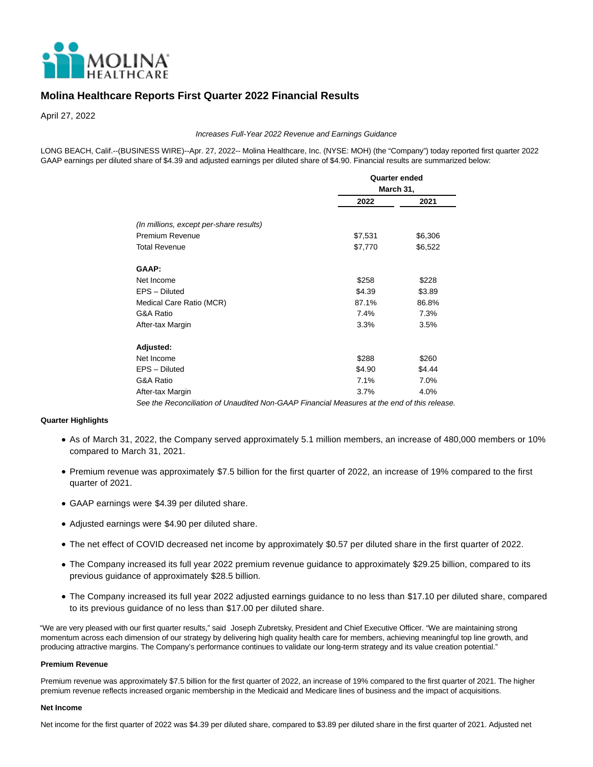# Molina Healthcare Reports First Quarter 2022 Financial Results

April 27, 2022

*Increases Full-Year 2022 Revenue and Earnings Guidance*

LONG BEACH, Calif.--(BUSINESS WIRE)--Apr. 27, 2022-- Molina Healthcare, Inc. (NYSE: MOH) (the "Company") today reported first quarter 2022 GAAP earnings per diluted share of $4.39 and adjusted earnings per diluted share of $4.90. Financial results are summarized below:

| | Quarter ended March 31, | |
|---|---|---|
| | **2022** | **2021** |
| *(In millions, except per-share results)* | | |
| Premium Revenue | $7,531 | $6,306 |
| Total Revenue | $7,770 | $6,522 |
| **GAAP:** | | |
| Net Income | $258 | $228 |
| EPS – Diluted | $4.39 | $3.89 |
| Medical Care Ratio (MCR) | 87.1% | 86.8% |
| G&A Ratio | 7.4% | 7.3% |
| After-tax Margin | 3.3% | 3.5% |
| **Adjusted:** | | |
| Net Income | $288 | $260 |
| EPS – Diluted | $4.90 | $4.44 |
| G&A Ratio | 7.1% | 7.0% |
| After-tax Margin | 3.7% | 4.0% |

*See the Reconciliation of Unaudited Non-GAAP Financial Measures at the end of this release.*

**Quarter Highlights**

- As of March 31, 2022, the Company served approximately 5.1 million members, an increase of 480,000 members or 10% compared to March 31, 2021.
- Premium revenue was approximately $7.5 billion for the first quarter of 2022, an increase of 19% compared to the first quarter of 2021.
- GAAP earnings were $4.39 per diluted share.
- Adjusted earnings were $4.90 per diluted share.
- The net effect of COVID decreased net income by approximately $0.57 per diluted share in the first quarter of 2022.
- The Company increased its full year 2022 premium revenue guidance to approximately $29.25 billion, compared to its previous guidance of approximately $28.5 billion.
- The Company increased its full year 2022 adjusted earnings guidance to no less than $17.10 per diluted share, compared to its previous guidance of no less than $17.00 per diluted share.

"We are very pleased with our first quarter results," said Joseph Zubretsky, President and Chief Executive Officer. "We are maintaining strong momentum across each dimension of our strategy by delivering high quality health care for members, achieving meaningful top line growth, and producing attractive margins. The Company's performance continues to validate our long-term strategy and its value creation potential."

**Premium Revenue**

Premium revenue was approximately $7.5 billion for the first quarter of 2022, an increase of 19% compared to the first quarter of 2021. The higher premium revenue reflects increased organic membership in the Medicaid and Medicare lines of business and the impact of acquisitions.

**Net Income**

Net income for the first quarter of 2022 was $4.39 per diluted share, compared to $3.89 per diluted share in the first quarter of 2021. Adjusted net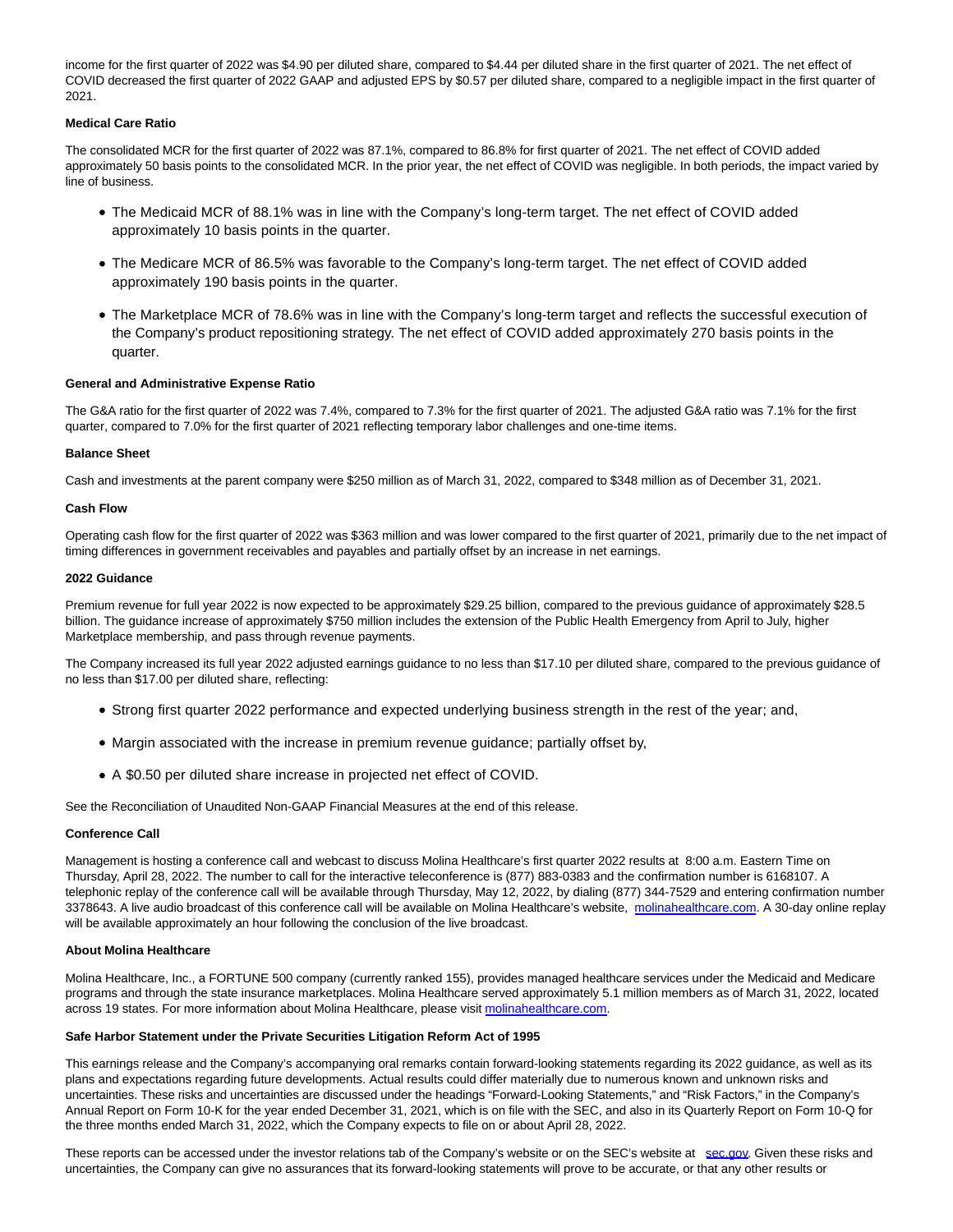income for the first quarter of 2022 was $4.90 per diluted share, compared to $4.44 per diluted share in the first quarter of 2021. The net effect of COVID decreased the first quarter of 2022 GAAP and adjusted EPS by $0.57 per diluted share, compared to a negligible impact in the first quarter of 2021.

**Medical Care Ratio**

The consolidated MCR for the first quarter of 2022 was 87.1%, compared to 86.8% for first quarter of 2021. The net effect of COVID added approximately 50 basis points to the consolidated MCR. In the prior year, the net effect of COVID was negligible. In both periods, the impact varied by line of business.

- The Medicaid MCR of 88.1% was in line with the Company's long-term target. The net effect of COVID added approximately 10 basis points in the quarter.
- The Medicare MCR of 86.5% was favorable to the Company's long-term target. The net effect of COVID added approximately 190 basis points in the quarter.
- The Marketplace MCR of 78.6% was in line with the Company's long-term target and reflects the successful execution of the Company's product repositioning strategy. The net effect of COVID added approximately 270 basis points in the quarter.

**General and Administrative Expense Ratio**

The G&A ratio for the first quarter of 2022 was 7.4%, compared to 7.3% for the first quarter of 2021. The adjusted G&A ratio was 7.1% for the first quarter, compared to 7.0% for the first quarter of 2021 reflecting temporary labor challenges and one-time items.

**Balance Sheet**

Cash and investments at the parent company were $250 million as of March 31, 2022, compared to $348 million as of December 31, 2021.

**Cash Flow**

Operating cash flow for the first quarter of 2022 was $363 million and was lower compared to the first quarter of 2021, primarily due to the net impact of timing differences in government receivables and payables and partially offset by an increase in net earnings.

**2022 Guidance**

Premium revenue for full year 2022 is now expected to be approximately $29.25 billion, compared to the previous guidance of approximately $28.5 billion. The guidance increase of approximately $750 million includes the extension of the Public Health Emergency from April to July, higher Marketplace membership, and pass through revenue payments.

The Company increased its full year 2022 adjusted earnings guidance to no less than $17.10 per diluted share, compared to the previous guidance of no less than $17.00 per diluted share, reflecting:

- Strong first quarter 2022 performance and expected underlying business strength in the rest of the year; and,
- Margin associated with the increase in premium revenue guidance; partially offset by,
- A $0.50 per diluted share increase in projected net effect of COVID.

See the Reconciliation of Unaudited Non-GAAP Financial Measures at the end of this release.

**Conference Call**

Management is hosting a conference call and webcast to discuss Molina Healthcare's first quarter 2022 results at 8:00 a.m. Eastern Time on Thursday, April 28, 2022. The number to call for the interactive teleconference is (877) 883-0383 and the confirmation number is 6168107. A telephonic replay of the conference call will be available through Thursday, May 12, 2022, by dialing (877) 344-7529 and entering confirmation number 3378643. A live audio broadcast of this conference call will be available on Molina Healthcare's website, [molinahealthcare.com](molinahealthcare.com). A 30-day online replay will be available approximately an hour following the conclusion of the live broadcast.

**About Molina Healthcare**

Molina Healthcare, Inc., a FORTUNE 500 company (currently ranked 155), provides managed healthcare services under the Medicaid and Medicare programs and through the state insurance marketplaces. Molina Healthcare served approximately 5.1 million members as of March 31, 2022, located across 19 states. For more information about Molina Healthcare, please visit [molinahealthcare.com](molinahealthcare.com).

**Safe Harbor Statement under the Private Securities Litigation Reform Act of 1995**

This earnings release and the Company's accompanying oral remarks contain forward-looking statements regarding its 2022 guidance, as well as its plans and expectations regarding future developments. Actual results could differ materially due to numerous known and unknown risks and uncertainties. These risks and uncertainties are discussed under the headings "Forward-Looking Statements," and "Risk Factors," in the Company's Annual Report on Form 10-K for the year ended December 31, 2021, which is on file with the SEC, and also in its Quarterly Report on Form 10-Q for the three months ended March 31, 2022, which the Company expects to file on or about April 28, 2022.

These reports can be accessed under the investor relations tab of the Company's website or on the SEC's website at [sec.gov](sec.gov). Given these risks and uncertainties, the Company can give no assurances that its forward-looking statements will prove to be accurate, or that any other results or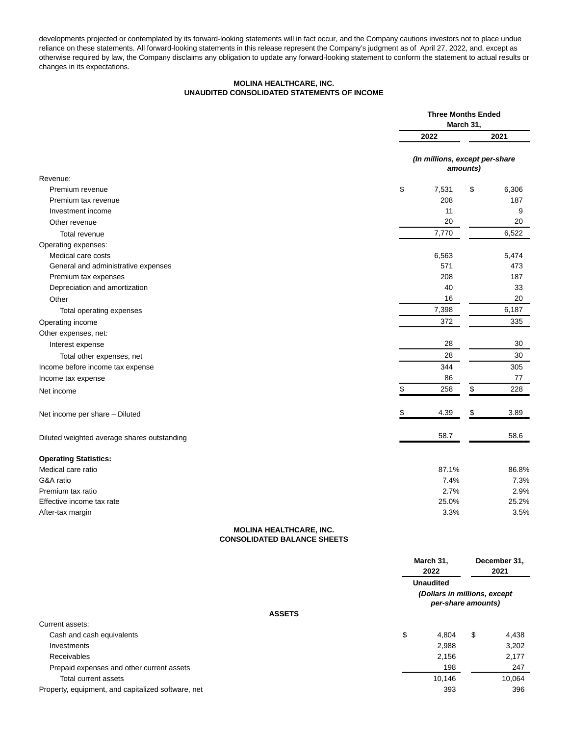developments projected or contemplated by its forward-looking statements will in fact occur, and the Company cautions investors not to place undue reliance on these statements. All forward-looking statements in this release represent the Company's judgment as of April 27, 2022, and, except as otherwise required by law, the Company disclaims any obligation to update any forward-looking statement to conform the statement to actual results or changes in its expectations.

**MOLINA HEALTHCARE, INC.**
**UNAUDITED CONSOLIDATED STATEMENTS OF INCOME**

| | Three Months Ended March 31, | |
|---|---|---|
| | 2022 | 2021 |
| | *(In millions, except per-share amounts)* | |
| Revenue: | | |
| Premium revenue | $ 7,531 | $ 6,306 |
| Premium tax revenue | 208 | 187 |
| Investment income | 11 | 9 |
| Other revenue | 20 | 20 |
| Total revenue | 7,770 | 6,522 |
| Operating expenses: | | |
| Medical care costs | 6,563 | 5,474 |
| General and administrative expenses | 571 | 473 |
| Premium tax expenses | 208 | 187 |
| Depreciation and amortization | 40 | 33 |
| Other | 16 | 20 |
| Total operating expenses | 7,398 | 6,187 |
| Operating income | 372 | 335 |
| Other expenses, net: | | |
| Interest expense | 28 | 30 |
| Total other expenses, net | 28 | 30 |
| Income before income tax expense | 344 | 305 |
| Income tax expense | 86 | 77 |
| Net income | $ 258 | $ 228 |
| Net income per share – Diluted | $ 4.39 | $ 3.89 |
| Diluted weighted average shares outstanding | 58.7 | 58.6 |
| **Operating Statistics:** | | |
| Medical care ratio | 87.1% | 86.8% |
| G&A ratio | 7.4% | 7.3% |
| Premium tax ratio | 2.7% | 2.9% |
| Effective income tax rate | 25.0% | 25.2% |
| After-tax margin | 3.3% | 3.5% |

**MOLINA HEALTHCARE, INC.**
**CONSOLIDATED BALANCE SHEETS**

| | March 31, 2022 | December 31, 2021 |
|---|---|---|
| | Unaudited | |
| | *(Dollars in millions, except per-share amounts)* | |
| **ASSETS** | | |
| Current assets: | | |
| Cash and cash equivalents | $ 4,804 | $ 4,438 |
| Investments | 2,988 | 3,202 |
| Receivables | 2,156 | 2,177 |
| Prepaid expenses and other current assets | 198 | 247 |
| Total current assets | 10,146 | 10,064 |
| Property, equipment, and capitalized software, net | 393 | 396 |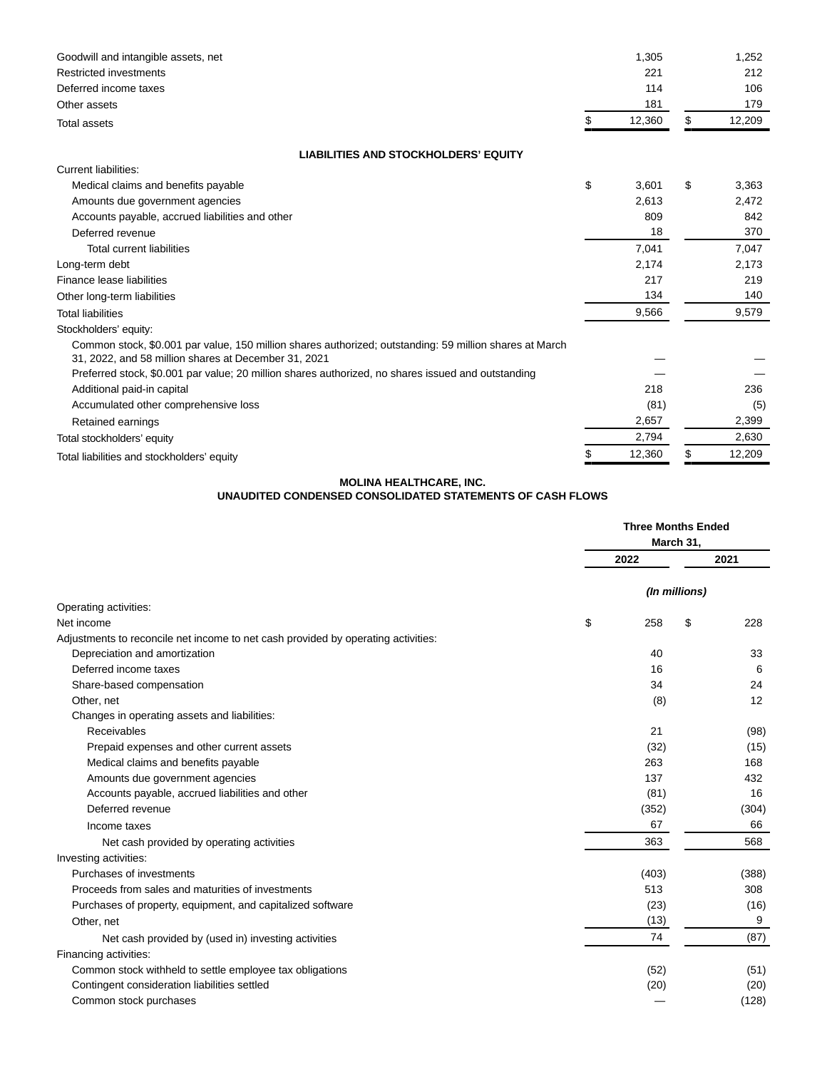| | March 31, 2022 | December 31, 2021 |
|---|---|---|
| Goodwill and intangible assets, net | 1,305 | 1,252 |
| Restricted investments | 221 | 212 |
| Deferred income taxes | 114 | 106 |
| Other assets | 181 | 179 |
| Total assets | $ 12,360 | $ 12,209 |
| **LIABILITIES AND STOCKHOLDERS' EQUITY** | | |
| Current liabilities: | | |
| Medical claims and benefits payable | $ 3,601 | $ 3,363 |
| Amounts due government agencies | 2,613 | 2,472 |
| Accounts payable, accrued liabilities and other | 809 | 842 |
| Deferred revenue | 18 | 370 |
| Total current liabilities | 7,041 | 7,047 |
| Long-term debt | 2,174 | 2,173 |
| Finance lease liabilities | 217 | 219 |
| Other long-term liabilities | 134 | 140 |
| Total liabilities | 9,566 | 9,579 |
| Stockholders' equity: | | |
| Common stock, $0.001 par value, 150 million shares authorized; outstanding: 59 million shares at March 31, 2022, and 58 million shares at December 31, 2021 | — | — |
| Preferred stock, $0.001 par value; 20 million shares authorized, no shares issued and outstanding | — | — |
| Additional paid-in capital | 218 | 236 |
| Accumulated other comprehensive loss | (81) | (5) |
| Retained earnings | 2,657 | 2,399 |
| Total stockholders' equity | 2,794 | 2,630 |
| Total liabilities and stockholders' equity | $ 12,360 | $ 12,209 |

**MOLINA HEALTHCARE, INC.**
**UNAUDITED CONDENSED CONSOLIDATED STATEMENTS OF CASH FLOWS**

| | Three Months Ended March 31, | |
|---|---|---|
| | 2022 | 2021 |
| | *(In millions)* | |
| Operating activities: | | |
| Net income | $ 258 | $ 228 |
| Adjustments to reconcile net income to net cash provided by operating activities: | | |
| Depreciation and amortization | 40 | 33 |
| Deferred income taxes | 16 | 6 |
| Share-based compensation | 34 | 24 |
| Other, net | (8) | 12 |
| Changes in operating assets and liabilities: | | |
| Receivables | 21 | (98) |
| Prepaid expenses and other current assets | (32) | (15) |
| Medical claims and benefits payable | 263 | 168 |
| Amounts due government agencies | 137 | 432 |
| Accounts payable, accrued liabilities and other | (81) | 16 |
| Deferred revenue | (352) | (304) |
| Income taxes | 67 | 66 |
| Net cash provided by operating activities | 363 | 568 |
| Investing activities: | | |
| Purchases of investments | (403) | (388) |
| Proceeds from sales and maturities of investments | 513 | 308 |
| Purchases of property, equipment, and capitalized software | (23) | (16) |
| Other, net | (13) | 9 |
| Net cash provided by (used in) investing activities | 74 | (87) |
| Financing activities: | | |
| Common stock withheld to settle employee tax obligations | (52) | (51) |
| Contingent consideration liabilities settled | (20) | (20) |
| Common stock purchases | — | (128) |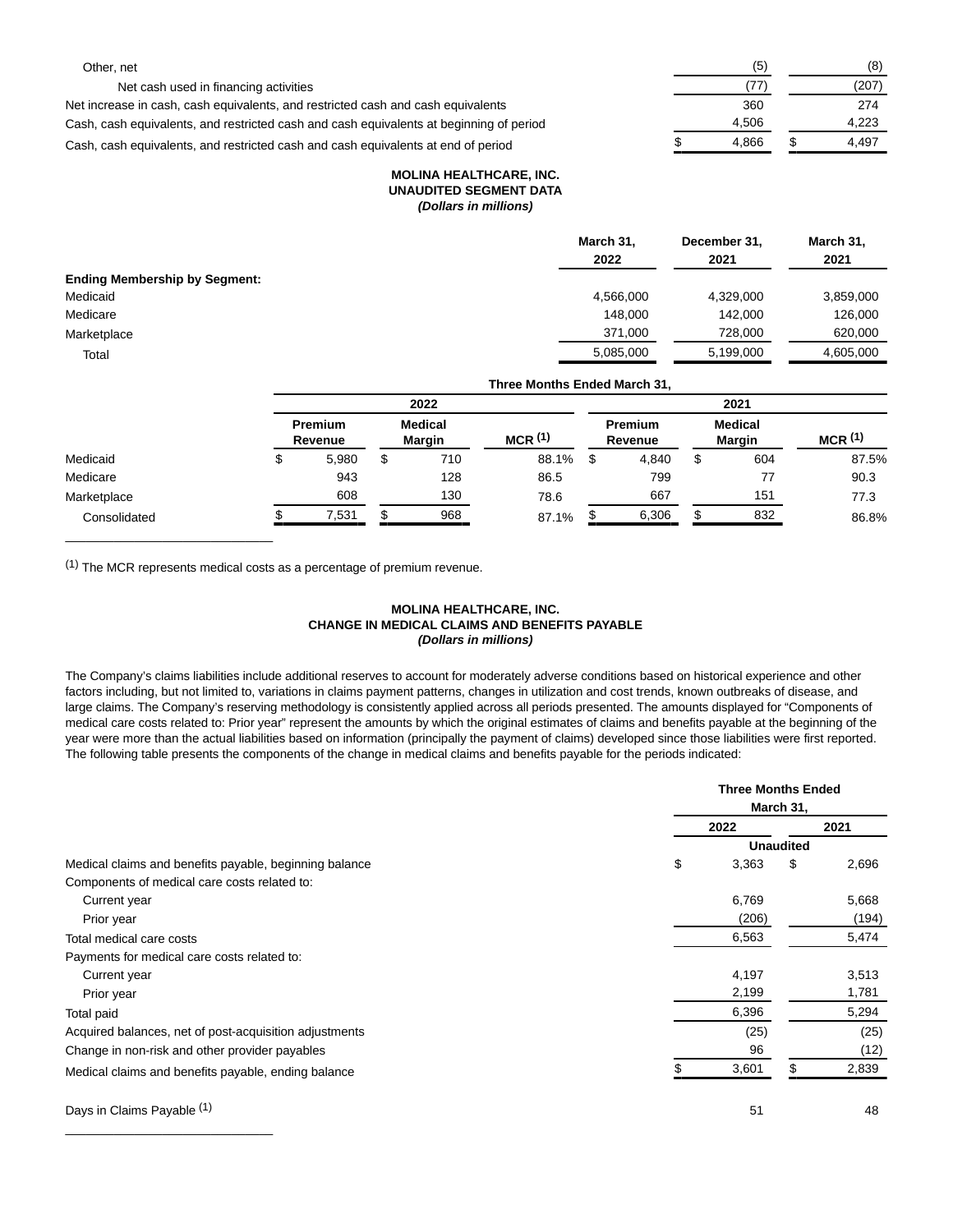| | | |
|---|---|---|
| Other, net | (5) | (8) |
| Net cash used in financing activities | (77) | (207) |
| Net increase in cash, cash equivalents, and restricted cash and cash equivalents | 360 | 274 |
| Cash, cash equivalents, and restricted cash and cash equivalents at beginning of period | 4,506 | 4,223 |
| Cash, cash equivalents, and restricted cash and cash equivalents at end of period | $ 4,866 | $ 4,497 |

**MOLINA HEALTHCARE, INC.**
**UNAUDITED SEGMENT DATA**
***(Dollars in millions)***

| | March 31, 2022 | December 31, 2021 | March 31, 2021 |
|---|---|---|---|
| **Ending Membership by Segment:** | | | |
| Medicaid | 4,566,000 | 4,329,000 | 3,859,000 |
| Medicare | 148,000 | 142,000 | 126,000 |
| Marketplace | 371,000 | 728,000 | 620,000 |
| Total | 5,085,000 | 5,199,000 | 4,605,000 |

| | Three Months Ended March 31, | | | | | |
|---|---|---|---|---|---|---|
| | 2022 | | | 2021 | | |
| | Premium Revenue | Medical Margin | MCR [(1)] | Premium Revenue | Medical Margin | MCR [(1)] |
| Medicaid | $ 5,980 | $ 710 | 88.1% | $ 4,840 | $ 604 | 87.5% |
| Medicare | 943 | 128 | 86.5 | 799 | 77 | 90.3 |
| Marketplace | 608 | 130 | 78.6 | 667 | 151 | 77.3 |
| Consolidated | $ 7,531 | $ 968 | 87.1% | $ 6,306 | $ 832 | 86.8% |

(1) The MCR represents medical costs as a percentage of premium revenue.

**MOLINA HEALTHCARE, INC.**
**CHANGE IN MEDICAL CLAIMS AND BENEFITS PAYABLE**
***(Dollars in millions)***

The Company's claims liabilities include additional reserves to account for moderately adverse conditions based on historical experience and other factors including, but not limited to, variations in claims payment patterns, changes in utilization and cost trends, known outbreaks of disease, and large claims. The Company's reserving methodology is consistently applied across all periods presented. The amounts displayed for "Components of medical care costs related to: Prior year" represent the amounts by which the original estimates of claims and benefits payable at the beginning of the year were more than the actual liabilities based on information (principally the payment of claims) developed since those liabilities were first reported. The following table presents the components of the change in medical claims and benefits payable for the periods indicated:

| | Three Months Ended March 31, | |
|---|---|---|
| | 2022 | 2021 |
| | Unaudited | |
| Medical claims and benefits payable, beginning balance | $ 3,363 | $ 2,696 |
| Components of medical care costs related to: | | |
| Current year | 6,769 | 5,668 |
| Prior year | (206) | (194) |
| Total medical care costs | 6,563 | 5,474 |
| Payments for medical care costs related to: | | |
| Current year | 4,197 | 3,513 |
| Prior year | 2,199 | 1,781 |
| Total paid | 6,396 | 5,294 |
| Acquired balances, net of post-acquisition adjustments | (25) | (25) |
| Change in non-risk and other provider payables | 96 | (12) |
| Medical claims and benefits payable, ending balance | $ 3,601 | $ 2,839 |
| | | |
| Days in Claims Payable [(1)] | 51 | 48 |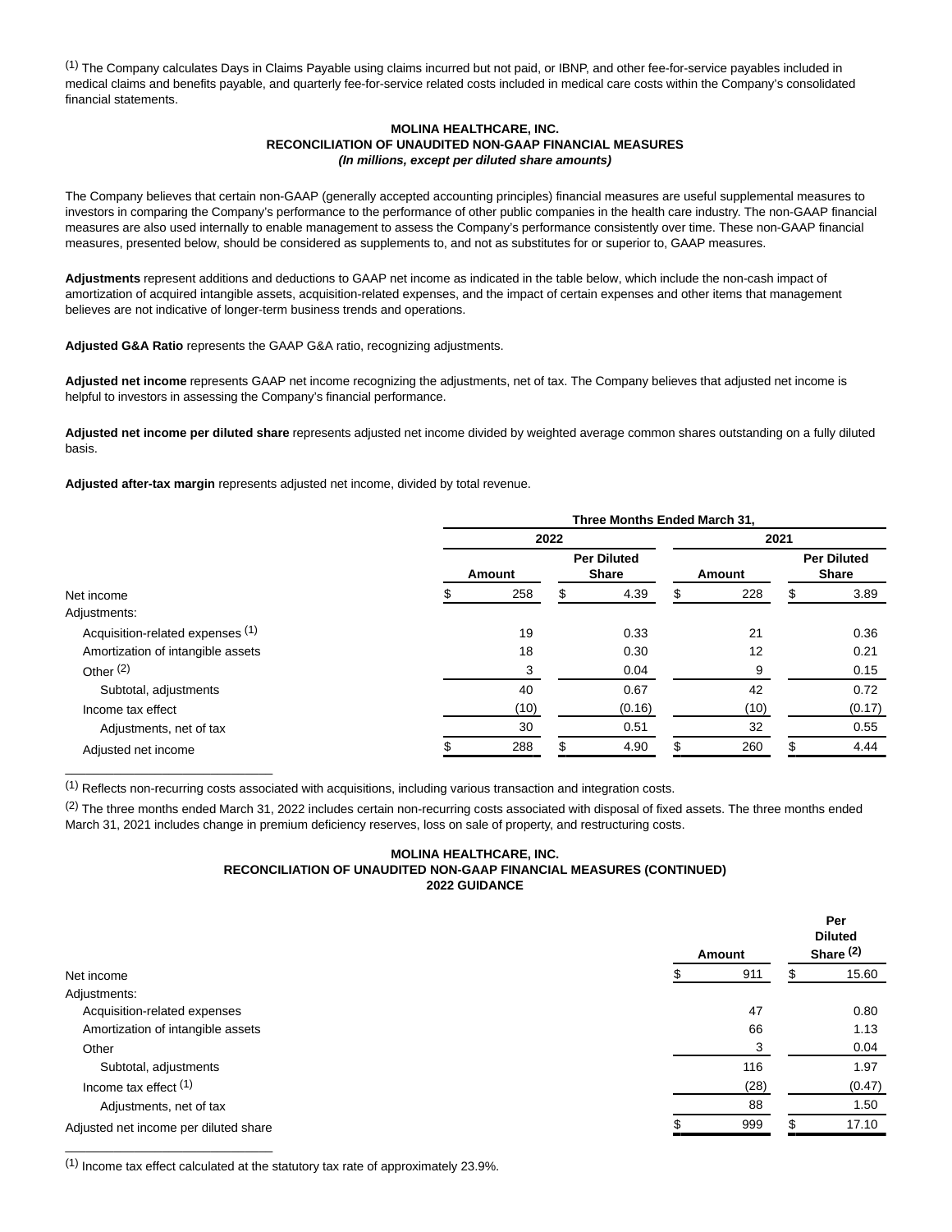[(1)] The Company calculates Days in Claims Payable using claims incurred but not paid, or IBNP, and other fee-for-service payables included in medical claims and benefits payable, and quarterly fee-for-service related costs included in medical care costs within the Company's consolidated financial statements.

**MOLINA HEALTHCARE, INC.**
**RECONCILIATION OF UNAUDITED NON-GAAP FINANCIAL MEASURES**
***(In millions, except per diluted share amounts)***

The Company believes that certain non-GAAP (generally accepted accounting principles) financial measures are useful supplemental measures to investors in comparing the Company's performance to the performance of other public companies in the health care industry. The non-GAAP financial measures are also used internally to enable management to assess the Company's performance consistently over time. These non-GAAP financial measures, presented below, should be considered as supplements to, and not as substitutes for or superior to, GAAP measures.

**Adjustments** represent additions and deductions to GAAP net income as indicated in the table below, which include the non-cash impact of amortization of acquired intangible assets, acquisition-related expenses, and the impact of certain expenses and other items that management believes are not indicative of longer-term business trends and operations.

**Adjusted G&A Ratio** represents the GAAP G&A ratio, recognizing adjustments.

**Adjusted net income** represents GAAP net income recognizing the adjustments, net of tax. The Company believes that adjusted net income is helpful to investors in assessing the Company's financial performance.

**Adjusted net income per diluted share** represents adjusted net income divided by weighted average common shares outstanding on a fully diluted basis.

**Adjusted after-tax margin** represents adjusted net income, divided by total revenue.

| | Three Months Ended March 31, | | | |
|---|---|---|---|---|
| | 2022 | | 2021 | |
| | Amount | Per Diluted Share | Amount | Per Diluted Share |
| Net income | $ 258 | $ 4.39 | $ 228 | $ 3.89 |
| Adjustments: | | | | |
| Acquisition-related expenses [(1)] | 19 | 0.33 | 21 | 0.36 |
| Amortization of intangible assets | 18 | 0.30 | 12 | 0.21 |
| Other [(2)] | 3 | 0.04 | 9 | 0.15 |
| Subtotal, adjustments | 40 | 0.67 | 42 | 0.72 |
| Income tax effect | (10) | (0.16) | (10) | (0.17) |
| Adjustments, net of tax | 30 | 0.51 | 32 | 0.55 |
| Adjusted net income | $ 288 | $ 4.90 | $ 260 | $ 4.44 |

[(1)] Reflects non-recurring costs associated with acquisitions, including various transaction and integration costs.

[(2)] The three months ended March 31, 2022 includes certain non-recurring costs associated with disposal of fixed assets. The three months ended March 31, 2021 includes change in premium deficiency reserves, loss on sale of property, and restructuring costs.

**MOLINA HEALTHCARE, INC.**
**RECONCILIATION OF UNAUDITED NON-GAAP FINANCIAL MEASURES (CONTINUED)**
**2022 GUIDANCE**

| | Amount | Per Diluted Share [(2)] |
|---|---|---|
| Net income | $ 911 | $ 15.60 |
| Adjustments: | | |
| Acquisition-related expenses | 47 | 0.80 |
| Amortization of intangible assets | 66 | 1.13 |
| Other | 3 | 0.04 |
| Subtotal, adjustments | 116 | 1.97 |
| Income tax effect [(1)] | (28) | (0.47) |
| Adjustments, net of tax | 88 | 1.50 |
| Adjusted net income per diluted share | $ 999 | $ 17.10 |

[(1)] Income tax effect calculated at the statutory tax rate of approximately 23.9%.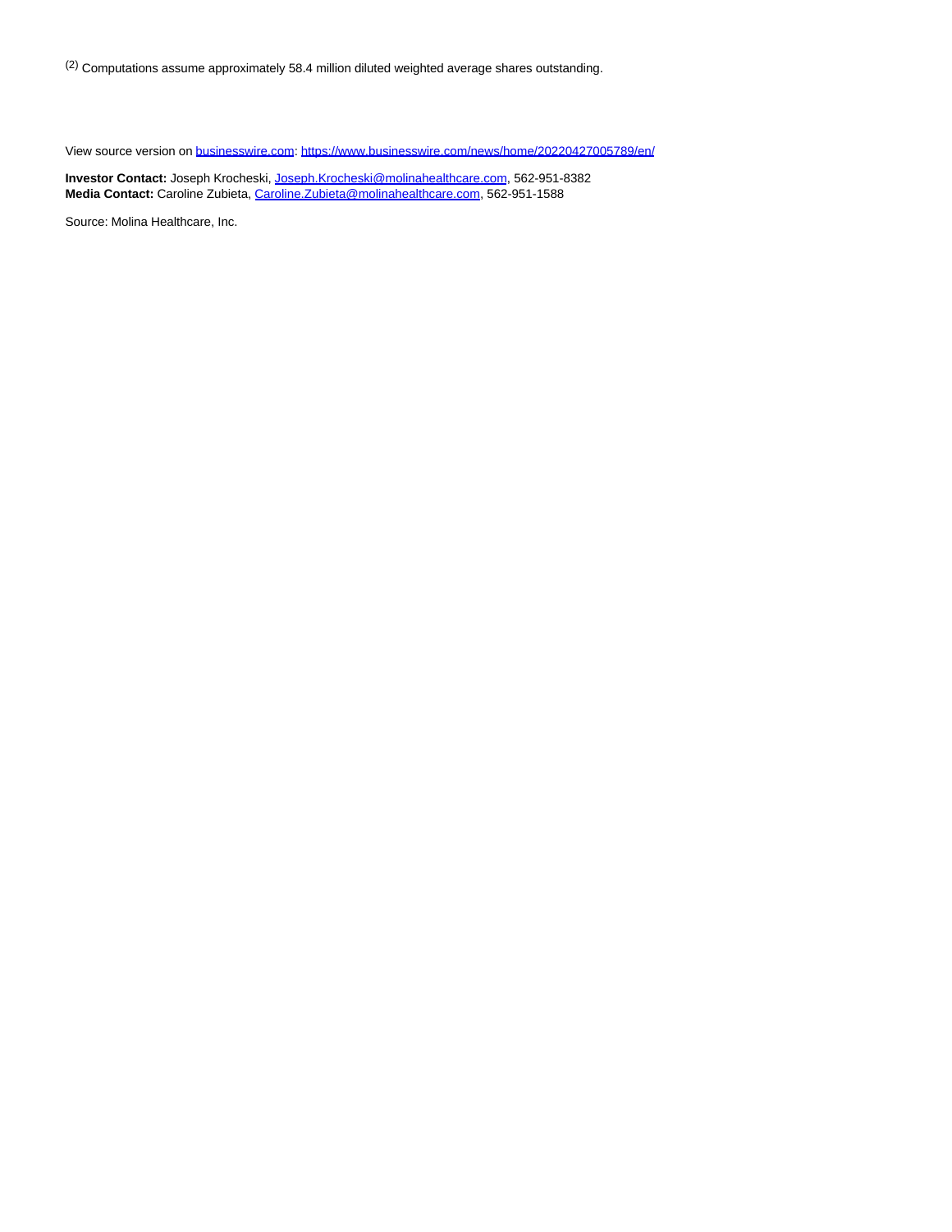[2] Computations assume approximately 58.4 million diluted weighted average shares outstanding.

View source version on businesswire.com: https://www.businesswire.com/news/home/20220427005789/en/

**Investor Contact:** Joseph Krocheski, Joseph.Krocheski@molinahealthcare.com, 562-951-8382
**Media Contact:** Caroline Zubieta, Caroline.Zubieta@molinahealthcare.com, 562-951-1588

Source: Molina Healthcare, Inc.